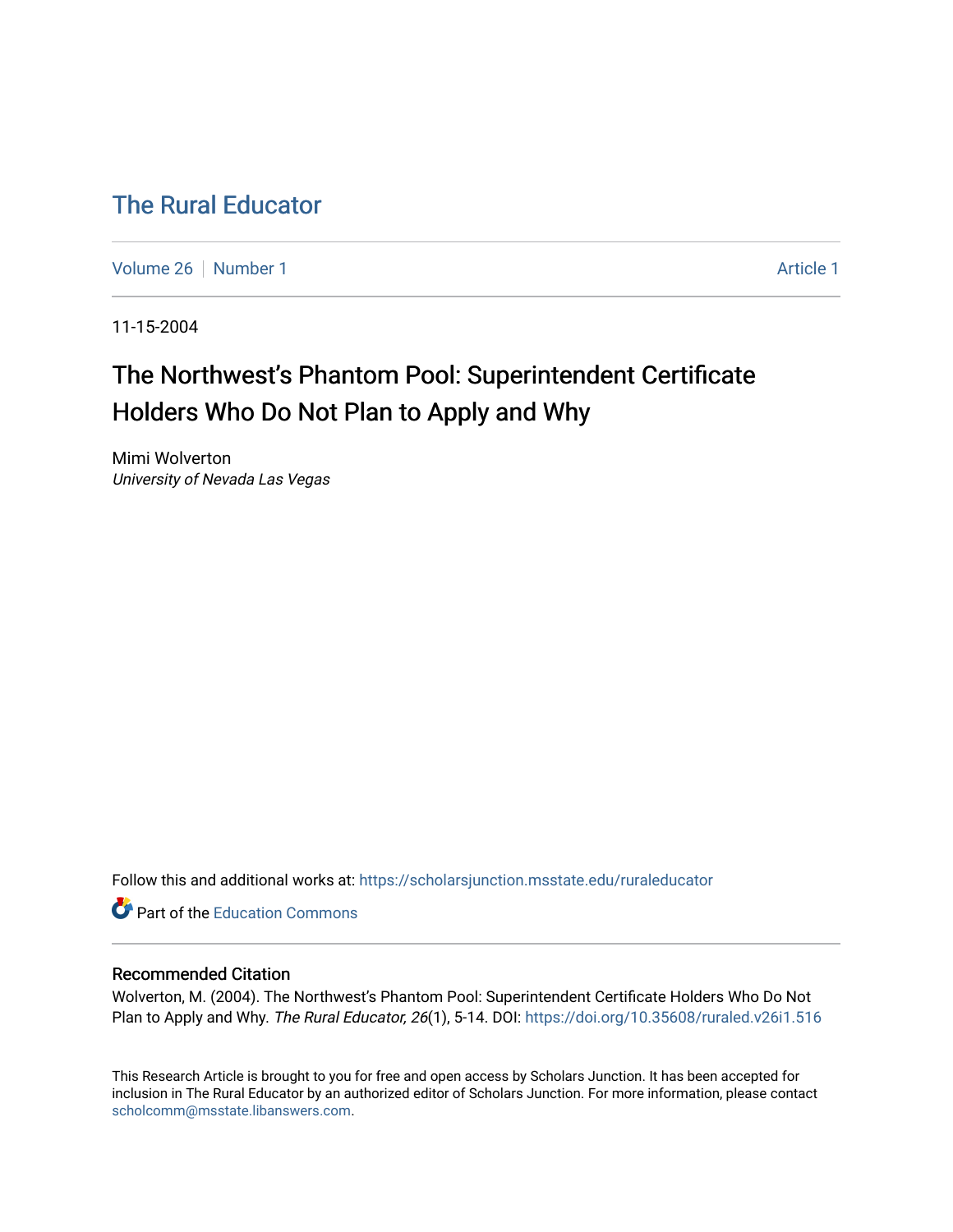# The Rural Educator

Volume 26 | Number 1 | Article 1

11-15-2004

## The Northwest's Phantom Pool: Superintendent Certificate Holders Who Do Not Plan to Apply and Why

Mimi Wolverton
*University of Nevada Las Vegas*

Follow this and additional works at: https://scholarsjunction.msstate.edu/ruraleducator

Part of the Education Commons

### Recommended Citation

Wolverton, M. (2004). The Northwest's Phantom Pool: Superintendent Certificate Holders Who Do Not Plan to Apply and Why. *The Rural Educator, 26*(1), 5-14. DOI: https://doi.org/10.35608/ruraled.v26i1.516

This Research Article is brought to you for free and open access by Scholars Junction. It has been accepted for inclusion in The Rural Educator by an authorized editor of Scholars Junction. For more information, please contact scholcomm@msstate.libanswers.com.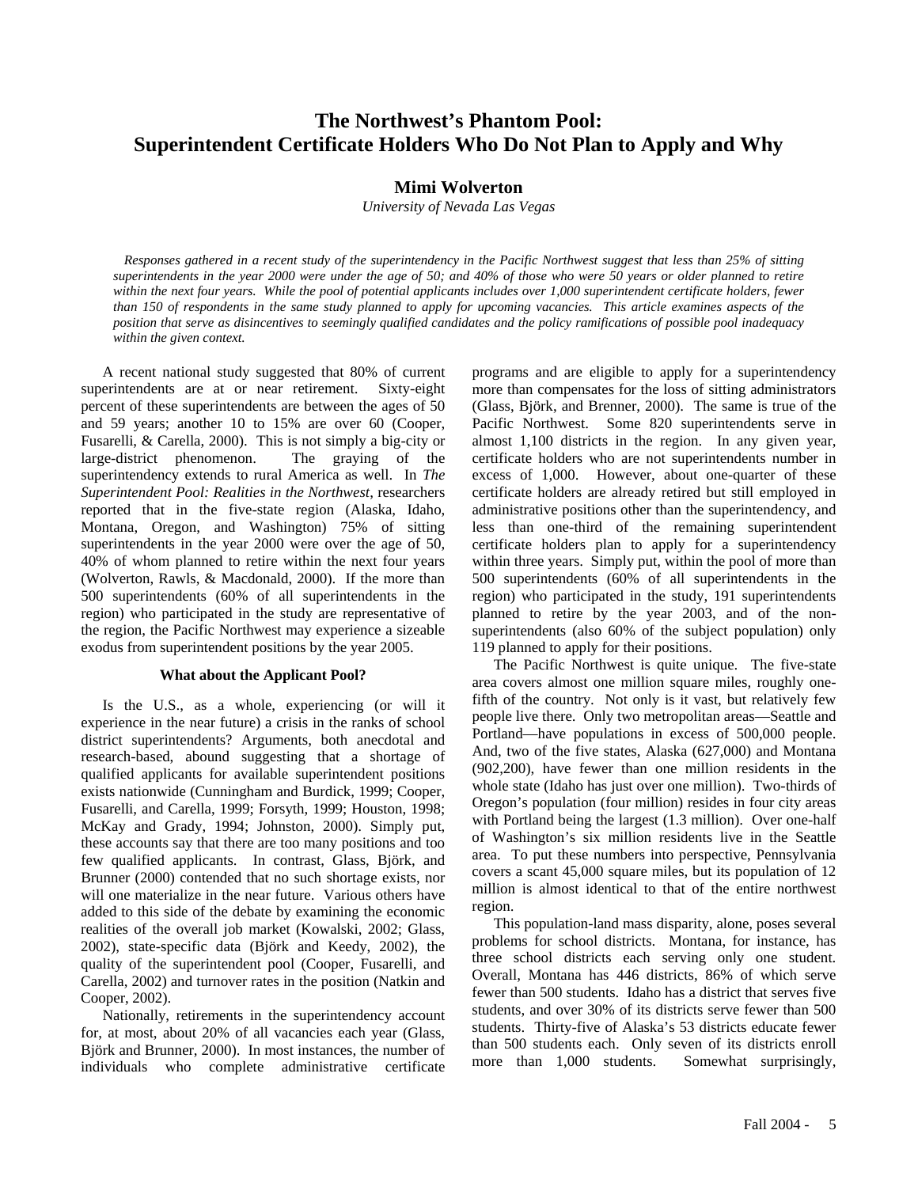# The Northwest's Phantom Pool: Superintendent Certificate Holders Who Do Not Plan to Apply and Why

**Mimi Wolverton**

*University of Nevada Las Vegas*

*Responses gathered in a recent study of the superintendency in the Pacific Northwest suggest that less than 25% of sitting superintendents in the year 2000 were under the age of 50; and 40% of those who were 50 years or older planned to retire within the next four years. While the pool of potential applicants includes over 1,000 superintendent certificate holders, fewer than 150 of respondents in the same study planned to apply for upcoming vacancies. This article examines aspects of the position that serve as disincentives to seemingly qualified candidates and the policy ramifications of possible pool inadequacy within the given context.*

A recent national study suggested that 80% of current superintendents are at or near retirement. Sixty-eight percent of these superintendents are between the ages of 50 and 59 years; another 10 to 15% are over 60 (Cooper, Fusarelli, & Carella, 2000). This is not simply a big-city or large-district phenomenon. The graying of the superintendency extends to rural America as well. In *The Superintendent Pool: Realities in the Northwest*, researchers reported that in the five-state region (Alaska, Idaho, Montana, Oregon, and Washington) 75% of sitting superintendents in the year 2000 were over the age of 50, 40% of whom planned to retire within the next four years (Wolverton, Rawls, & Macdonald, 2000). If the more than 500 superintendents (60% of all superintendents in the region) who participated in the study are representative of the region, the Pacific Northwest may experience a sizeable exodus from superintendent positions by the year 2005.

### What about the Applicant Pool?

Is the U.S., as a whole, experiencing (or will it experience in the near future) a crisis in the ranks of school district superintendents? Arguments, both anecdotal and research-based, abound suggesting that a shortage of qualified applicants for available superintendent positions exists nationwide (Cunningham and Burdick, 1999; Cooper, Fusarelli, and Carella, 1999; Forsyth, 1999; Houston, 1998; McKay and Grady, 1994; Johnston, 2000). Simply put, these accounts say that there are too many positions and too few qualified applicants. In contrast, Glass, Björk, and Brunner (2000) contended that no such shortage exists, nor will one materialize in the near future. Various others have added to this side of the debate by examining the economic realities of the overall job market (Kowalski, 2002; Glass, 2002), state-specific data (Björk and Keedy, 2002), the quality of the superintendent pool (Cooper, Fusarelli, and Carella, 2002) and turnover rates in the position (Natkin and Cooper, 2002).

Nationally, retirements in the superintendency account for, at most, about 20% of all vacancies each year (Glass, Björk and Brunner, 2000). In most instances, the number of individuals who complete administrative certificate programs and are eligible to apply for a superintendency more than compensates for the loss of sitting administrators (Glass, Björk, and Brenner, 2000). The same is true of the Pacific Northwest. Some 820 superintendents serve in almost 1,100 districts in the region. In any given year, certificate holders who are not superintendents number in excess of 1,000. However, about one-quarter of these certificate holders are already retired but still employed in administrative positions other than the superintendency, and less than one-third of the remaining superintendent certificate holders plan to apply for a superintendency within three years. Simply put, within the pool of more than 500 superintendents (60% of all superintendents in the region) who participated in the study, 191 superintendents planned to retire by the year 2003, and of the non-superintendents (also 60% of the subject population) only 119 planned to apply for their positions.

The Pacific Northwest is quite unique. The five-state area covers almost one million square miles, roughly one-fifth of the country. Not only is it vast, but relatively few people live there. Only two metropolitan areas—Seattle and Portland—have populations in excess of 500,000 people. And, two of the five states, Alaska (627,000) and Montana (902,200), have fewer than one million residents in the whole state (Idaho has just over one million). Two-thirds of Oregon's population (four million) resides in four city areas with Portland being the largest (1.3 million). Over one-half of Washington's six million residents live in the Seattle area. To put these numbers into perspective, Pennsylvania covers a scant 45,000 square miles, but its population of 12 million is almost identical to that of the entire northwest region.

This population-land mass disparity, alone, poses several problems for school districts. Montana, for instance, has three school districts each serving only one student. Overall, Montana has 446 districts, 86% of which serve fewer than 500 students. Idaho has a district that serves five students, and over 30% of its districts serve fewer than 500 students. Thirty-five of Alaska's 53 districts educate fewer than 500 students each. Only seven of its districts enroll more than 1,000 students. Somewhat surprisingly,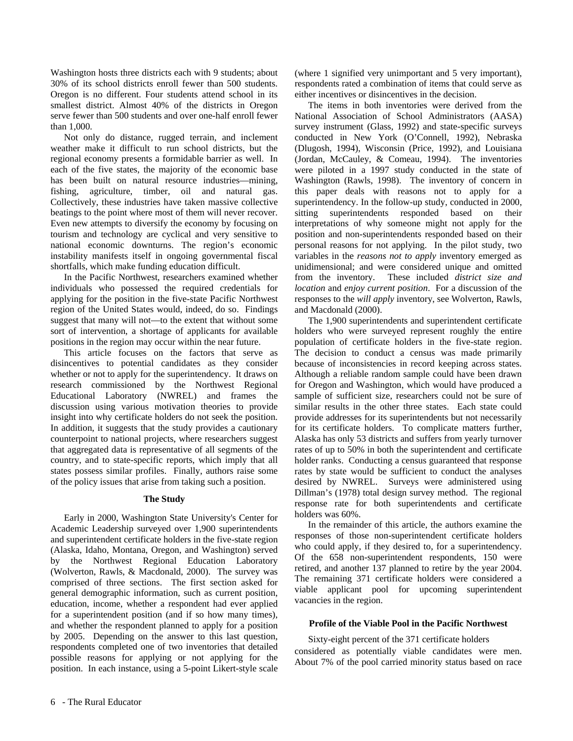Washington hosts three districts each with 9 students; about 30% of its school districts enroll fewer than 500 students. Oregon is no different. Four students attend school in its smallest district. Almost 40% of the districts in Oregon serve fewer than 500 students and over one-half enroll fewer than 1,000.

Not only do distance, rugged terrain, and inclement weather make it difficult to run school districts, but the regional economy presents a formidable barrier as well. In each of the five states, the majority of the economic base has been built on natural resource industries—mining, fishing, agriculture, timber, oil and natural gas. Collectively, these industries have taken massive collective beatings to the point where most of them will never recover. Even new attempts to diversify the economy by focusing on tourism and technology are cyclical and very sensitive to national economic downturns. The region's economic instability manifests itself in ongoing governmental fiscal shortfalls, which make funding education difficult.

In the Pacific Northwest, researchers examined whether individuals who possessed the required credentials for applying for the position in the five-state Pacific Northwest region of the United States would, indeed, do so. Findings suggest that many will not—to the extent that without some sort of intervention, a shortage of applicants for available positions in the region may occur within the near future.

This article focuses on the factors that serve as disincentives to potential candidates as they consider whether or not to apply for the superintendency. It draws on research commissioned by the Northwest Regional Educational Laboratory (NWREL) and frames the discussion using various motivation theories to provide insight into why certificate holders do not seek the position. In addition, it suggests that the study provides a cautionary counterpoint to national projects, where researchers suggest that aggregated data is representative of all segments of the country, and to state-specific reports, which imply that all states possess similar profiles. Finally, authors raise some of the policy issues that arise from taking such a position.

## The Study

Early in 2000, Washington State University's Center for Academic Leadership surveyed over 1,900 superintendents and superintendent certificate holders in the five-state region (Alaska, Idaho, Montana, Oregon, and Washington) served by the Northwest Regional Education Laboratory (Wolverton, Rawls, & Macdonald, 2000). The survey was comprised of three sections. The first section asked for general demographic information, such as current position, education, income, whether a respondent had ever applied for a superintendent position (and if so how many times), and whether the respondent planned to apply for a position by 2005. Depending on the answer to this last question, respondents completed one of two inventories that detailed possible reasons for applying or not applying for the position. In each instance, using a 5-point Likert-style scale (where 1 signified very unimportant and 5 very important), respondents rated a combination of items that could serve as either incentives or disincentives in the decision.

The items in both inventories were derived from the National Association of School Administrators (AASA) survey instrument (Glass, 1992) and state-specific surveys conducted in New York (O'Connell, 1992), Nebraska (Dlugosh, 1994), Wisconsin (Price, 1992), and Louisiana (Jordan, McCauley, & Comeau, 1994). The inventories were piloted in a 1997 study conducted in the state of Washington (Rawls, 1998). The inventory of concern in this paper deals with reasons not to apply for a superintendency. In the follow-up study, conducted in 2000, sitting superintendents responded based on their interpretations of why someone might not apply for the position and non-superintendents responded based on their personal reasons for not applying. In the pilot study, two variables in the *reasons not to apply* inventory emerged as unidimensional; and were considered unique and omitted from the inventory. These included *district size and location* and *enjoy current position*. For a discussion of the responses to the *will apply* inventory, see Wolverton, Rawls, and Macdonald (2000).

The 1,900 superintendents and superintendent certificate holders who were surveyed represent roughly the entire population of certificate holders in the five-state region. The decision to conduct a census was made primarily because of inconsistencies in record keeping across states. Although a reliable random sample could have been drawn for Oregon and Washington, which would have produced a sample of sufficient size, researchers could not be sure of similar results in the other three states. Each state could provide addresses for its superintendents but not necessarily for its certificate holders. To complicate matters further, Alaska has only 53 districts and suffers from yearly turnover rates of up to 50% in both the superintendent and certificate holder ranks. Conducting a census guaranteed that response rates by state would be sufficient to conduct the analyses desired by NWREL. Surveys were administered using Dillman's (1978) total design survey method. The regional response rate for both superintendents and certificate holders was 60%.

In the remainder of this article, the authors examine the responses of those non-superintendent certificate holders who could apply, if they desired to, for a superintendency. Of the 658 non-superintendent respondents, 150 were retired, and another 137 planned to retire by the year 2004. The remaining 371 certificate holders were considered a viable applicant pool for upcoming superintendent vacancies in the region.

## Profile of the Viable Pool in the Pacific Northwest

Sixty-eight percent of the 371 certificate holders considered as potentially viable candidates were men. About 7% of the pool carried minority status based on race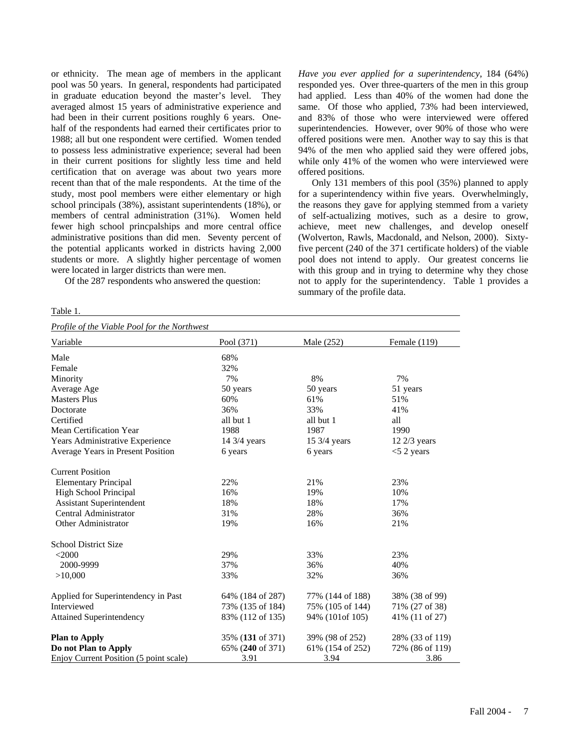or ethnicity. The mean age of members in the applicant pool was 50 years. In general, respondents had participated in graduate education beyond the master's level. They averaged almost 15 years of administrative experience and had been in their current positions roughly 6 years. One-half of the respondents had earned their certificates prior to 1988; all but one respondent were certified. Women tended to possess less administrative experience; several had been in their current positions for slightly less time and held certification that on average was about two years more recent than that of the male respondents. At the time of the study, most pool members were either elementary or high school principals (38%), assistant superintendents (18%), or members of central administration (31%). Women held fewer high school princpalships and more central office administrative positions than did men. Seventy percent of the potential applicants worked in districts having 2,000 students or more. A slightly higher percentage of women were located in larger districts than were men.

Of the 287 respondents who answered the question: *Have you ever applied for a superintendency*, 184 (64%) responded yes. Over three-quarters of the men in this group had applied. Less than 40% of the women had done the same. Of those who applied, 73% had been interviewed, and 83% of those who were interviewed were offered superintendencies. However, over 90% of those who were offered positions were men. Another way to say this is that 94% of the men who applied said they were offered jobs, while only 41% of the women who were interviewed were offered positions.

Only 131 members of this pool (35%) planned to apply for a superintendency within five years. Overwhelmingly, the reasons they gave for applying stemmed from a variety of self-actualizing motives, such as a desire to grow, achieve, meet new challenges, and develop oneself (Wolverton, Rawls, Macdonald, and Nelson, 2000). Sixty-five percent (240 of the 371 certificate holders) of the viable pool does not intend to apply. Our greatest concerns lie with this group and in trying to determine why they chose not to apply for the superintendency. Table 1 provides a summary of the profile data.

Table 1.

*Profile of the Viable Pool for the Northwest*

| Variable | Pool (371) | Male (252) | Female (119) |
|---|---|---|---|
| Male | 68% | | |
| Female | 32% | | |
| Minority | 7% | 8% | 7% |
| Average Age | 50 years | 50 years | 51 years |
| Masters Plus | 60% | 61% | 51% |
| Doctorate | 36% | 33% | 41% |
| Certified | all but 1 | all but 1 | all |
| Mean Certification Year | 1988 | 1987 | 1990 |
| Years Administrative Experience | 14 3/4 years | 15 3/4 years | 12 2/3 years |
| Average Years in Present Position | 6 years | 6 years | <5 2 years |
| Current Position | | | |
| Elementary Principal | 22% | 21% | 23% |
| High School Principal | 16% | 19% | 10% |
| Assistant Superintendent | 18% | 18% | 17% |
| Central Administrator | 31% | 28% | 36% |
| Other Administrator | 19% | 16% | 21% |
| School District Size | | | |
| <2000 | 29% | 33% | 23% |
| 2000-9999 | 37% | 36% | 40% |
| >10,000 | 33% | 32% | 36% |
| Applied for Superintendency in Past | 64% (184 of 287) | 77% (144 of 188) | 38% (38 of 99) |
| Interviewed | 73% (135 of 184) | 75% (105 of 144) | 71% (27 of 38) |
| Attained Superintendency | 83% (112 of 135) | 94% (101of 105) | 41% (11 of 27) |
| **Plan to Apply** | 35% (**131** of 371) | 39% (98 of 252) | 28% (33 of 119) |
| **Do not Plan to Apply** | 65% (**240** of 371) | 61% (154 of 252) | 72% (86 of 119) |
| Enjoy Current Position (5 point scale) | 3.91 | 3.94 | 3.86 |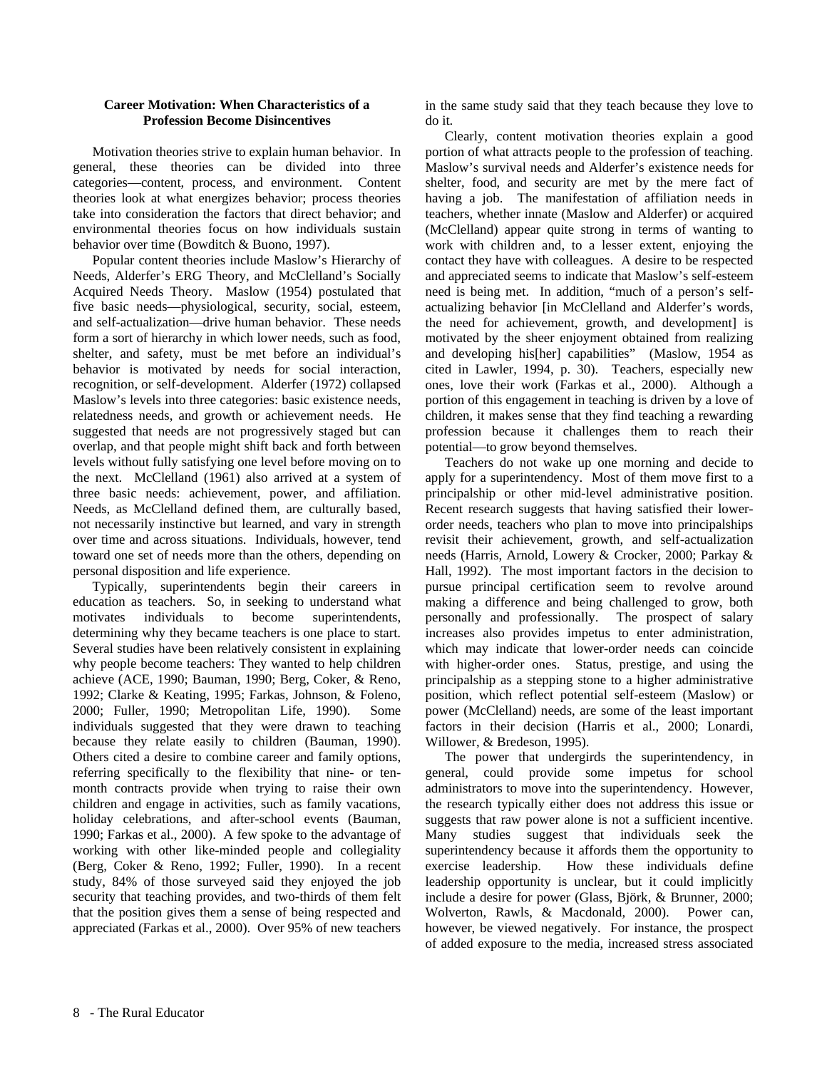### Career Motivation: When Characteristics of a Profession Become Disincentives

Motivation theories strive to explain human behavior. In general, these theories can be divided into three categories—content, process, and environment. Content theories look at what energizes behavior; process theories take into consideration the factors that direct behavior; and environmental theories focus on how individuals sustain behavior over time (Bowditch & Buono, 1997).

Popular content theories include Maslow's Hierarchy of Needs, Alderfer's ERG Theory, and McClelland's Socially Acquired Needs Theory. Maslow (1954) postulated that five basic needs—physiological, security, social, esteem, and self-actualization—drive human behavior. These needs form a sort of hierarchy in which lower needs, such as food, shelter, and safety, must be met before an individual's behavior is motivated by needs for social interaction, recognition, or self-development. Alderfer (1972) collapsed Maslow's levels into three categories: basic existence needs, relatedness needs, and growth or achievement needs. He suggested that needs are not progressively staged but can overlap, and that people might shift back and forth between levels without fully satisfying one level before moving on to the next. McClelland (1961) also arrived at a system of three basic needs: achievement, power, and affiliation. Needs, as McClelland defined them, are culturally based, not necessarily instinctive but learned, and vary in strength over time and across situations. Individuals, however, tend toward one set of needs more than the others, depending on personal disposition and life experience.

Typically, superintendents begin their careers in education as teachers. So, in seeking to understand what motivates individuals to become superintendents, determining why they became teachers is one place to start. Several studies have been relatively consistent in explaining why people become teachers: They wanted to help children achieve (ACE, 1990; Bauman, 1990; Berg, Coker, & Reno, 1992; Clarke & Keating, 1995; Farkas, Johnson, & Foleno, 2000; Fuller, 1990; Metropolitan Life, 1990). Some individuals suggested that they were drawn to teaching because they relate easily to children (Bauman, 1990). Others cited a desire to combine career and family options, referring specifically to the flexibility that nine- or ten-month contracts provide when trying to raise their own children and engage in activities, such as family vacations, holiday celebrations, and after-school events (Bauman, 1990; Farkas et al., 2000). A few spoke to the advantage of working with other like-minded people and collegiality (Berg, Coker & Reno, 1992; Fuller, 1990). In a recent study, 84% of those surveyed said they enjoyed the job security that teaching provides, and two-thirds of them felt that the position gives them a sense of being respected and appreciated (Farkas et al., 2000). Over 95% of new teachers in the same study said that they teach because they love to do it.

Clearly, content motivation theories explain a good portion of what attracts people to the profession of teaching. Maslow's survival needs and Alderfer's existence needs for shelter, food, and security are met by the mere fact of having a job. The manifestation of affiliation needs in teachers, whether innate (Maslow and Alderfer) or acquired (McClelland) appear quite strong in terms of wanting to work with children and, to a lesser extent, enjoying the contact they have with colleagues. A desire to be respected and appreciated seems to indicate that Maslow's self-esteem need is being met. In addition, "much of a person's self-actualizing behavior [in McClelland and Alderfer's words, the need for achievement, growth, and development] is motivated by the sheer enjoyment obtained from realizing and developing his[her] capabilities" (Maslow, 1954 as cited in Lawler, 1994, p. 30). Teachers, especially new ones, love their work (Farkas et al., 2000). Although a portion of this engagement in teaching is driven by a love of children, it makes sense that they find teaching a rewarding profession because it challenges them to reach their potential—to grow beyond themselves.

Teachers do not wake up one morning and decide to apply for a superintendency. Most of them move first to a principalship or other mid-level administrative position. Recent research suggests that having satisfied their lower-order needs, teachers who plan to move into principalships revisit their achievement, growth, and self-actualization needs (Harris, Arnold, Lowery & Crocker, 2000; Parkay & Hall, 1992). The most important factors in the decision to pursue principal certification seem to revolve around making a difference and being challenged to grow, both personally and professionally. The prospect of salary increases also provides impetus to enter administration, which may indicate that lower-order needs can coincide with higher-order ones. Status, prestige, and using the principalship as a stepping stone to a higher administrative position, which reflect potential self-esteem (Maslow) or power (McClelland) needs, are some of the least important factors in their decision (Harris et al., 2000; Lonardi, Willower, & Bredeson, 1995).

The power that undergirds the superintendency, in general, could provide some impetus for school administrators to move into the superintendency. However, the research typically either does not address this issue or suggests that raw power alone is not a sufficient incentive. Many studies suggest that individuals seek the superintendency because it affords them the opportunity to exercise leadership. How these individuals define leadership opportunity is unclear, but it could implicitly include a desire for power (Glass, Björk, & Brunner, 2000; Wolverton, Rawls, & Macdonald, 2000). Power can, however, be viewed negatively. For instance, the prospect of added exposure to the media, increased stress associated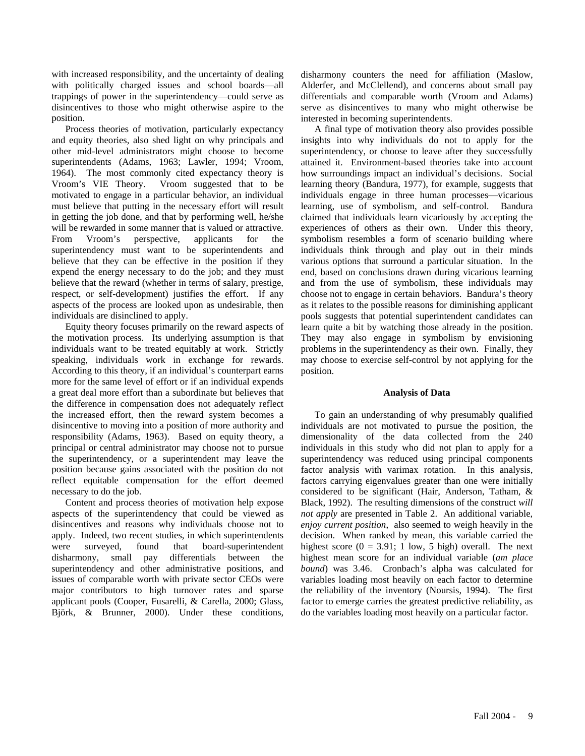with increased responsibility, and the uncertainty of dealing with politically charged issues and school boards—all trappings of power in the superintendency—could serve as disincentives to those who might otherwise aspire to the position.

Process theories of motivation, particularly expectancy and equity theories, also shed light on why principals and other mid-level administrators might choose to become superintendents (Adams, 1963; Lawler, 1994; Vroom, 1964). The most commonly cited expectancy theory is Vroom's VIE Theory. Vroom suggested that to be motivated to engage in a particular behavior, an individual must believe that putting in the necessary effort will result in getting the job done, and that by performing well, he/she will be rewarded in some manner that is valued or attractive. From Vroom's perspective, applicants for the superintendency must want to be superintendents and believe that they can be effective in the position if they expend the energy necessary to do the job; and they must believe that the reward (whether in terms of salary, prestige, respect, or self-development) justifies the effort. If any aspects of the process are looked upon as undesirable, then individuals are disinclined to apply.

Equity theory focuses primarily on the reward aspects of the motivation process. Its underlying assumption is that individuals want to be treated equitably at work. Strictly speaking, individuals work in exchange for rewards. According to this theory, if an individual's counterpart earns more for the same level of effort or if an individual expends a great deal more effort than a subordinate but believes that the difference in compensation does not adequately reflect the increased effort, then the reward system becomes a disincentive to moving into a position of more authority and responsibility (Adams, 1963). Based on equity theory, a principal or central administrator may choose not to pursue the superintendency, or a superintendent may leave the position because gains associated with the position do not reflect equitable compensation for the effort deemed necessary to do the job.

Content and process theories of motivation help expose aspects of the superintendency that could be viewed as disincentives and reasons why individuals choose not to apply. Indeed, two recent studies, in which superintendents were surveyed, found that board-superintendent disharmony, small pay differentials between the superintendency and other administrative positions, and issues of comparable worth with private sector CEOs were major contributors to high turnover rates and sparse applicant pools (Cooper, Fusarelli, & Carella, 2000; Glass, Björk, & Brunner, 2000). Under these conditions, disharmony counters the need for affiliation (Maslow, Alderfer, and McClellend), and concerns about small pay differentials and comparable worth (Vroom and Adams) serve as disincentives to many who might otherwise be interested in becoming superintendents.

A final type of motivation theory also provides possible insights into why individuals do not to apply for the superintendency, or choose to leave after they successfully attained it. Environment-based theories take into account how surroundings impact an individual's decisions. Social learning theory (Bandura, 1977), for example, suggests that individuals engage in three human processes—vicarious learning, use of symbolism, and self-control. Bandura claimed that individuals learn vicariously by accepting the experiences of others as their own. Under this theory, symbolism resembles a form of scenario building where individuals think through and play out in their minds various options that surround a particular situation. In the end, based on conclusions drawn during vicarious learning and from the use of symbolism, these individuals may choose not to engage in certain behaviors. Bandura's theory as it relates to the possible reasons for diminishing applicant pools suggests that potential superintendent candidates can learn quite a bit by watching those already in the position. They may also engage in symbolism by envisioning problems in the superintendency as their own. Finally, they may choose to exercise self-control by not applying for the position.

**Analysis of Data**

To gain an understanding of why presumably qualified individuals are not motivated to pursue the position, the dimensionality of the data collected from the 240 individuals in this study who did not plan to apply for a superintendency was reduced using principal components factor analysis with varimax rotation. In this analysis, factors carrying eigenvalues greater than one were initially considered to be significant (Hair, Anderson, Tatham, & Black, 1992). The resulting dimensions of the construct *will not apply* are presented in Table 2. An additional variable, *enjoy current position*, also seemed to weigh heavily in the decision. When ranked by mean, this variable carried the highest score (0 = 3.91; 1 low, 5 high) overall. The next highest mean score for an individual variable (*am place bound*) was 3.46. Cronbach's alpha was calculated for variables loading most heavily on each factor to determine the reliability of the inventory (Noursis, 1994). The first factor to emerge carries the greatest predictive reliability, as do the variables loading most heavily on a particular factor.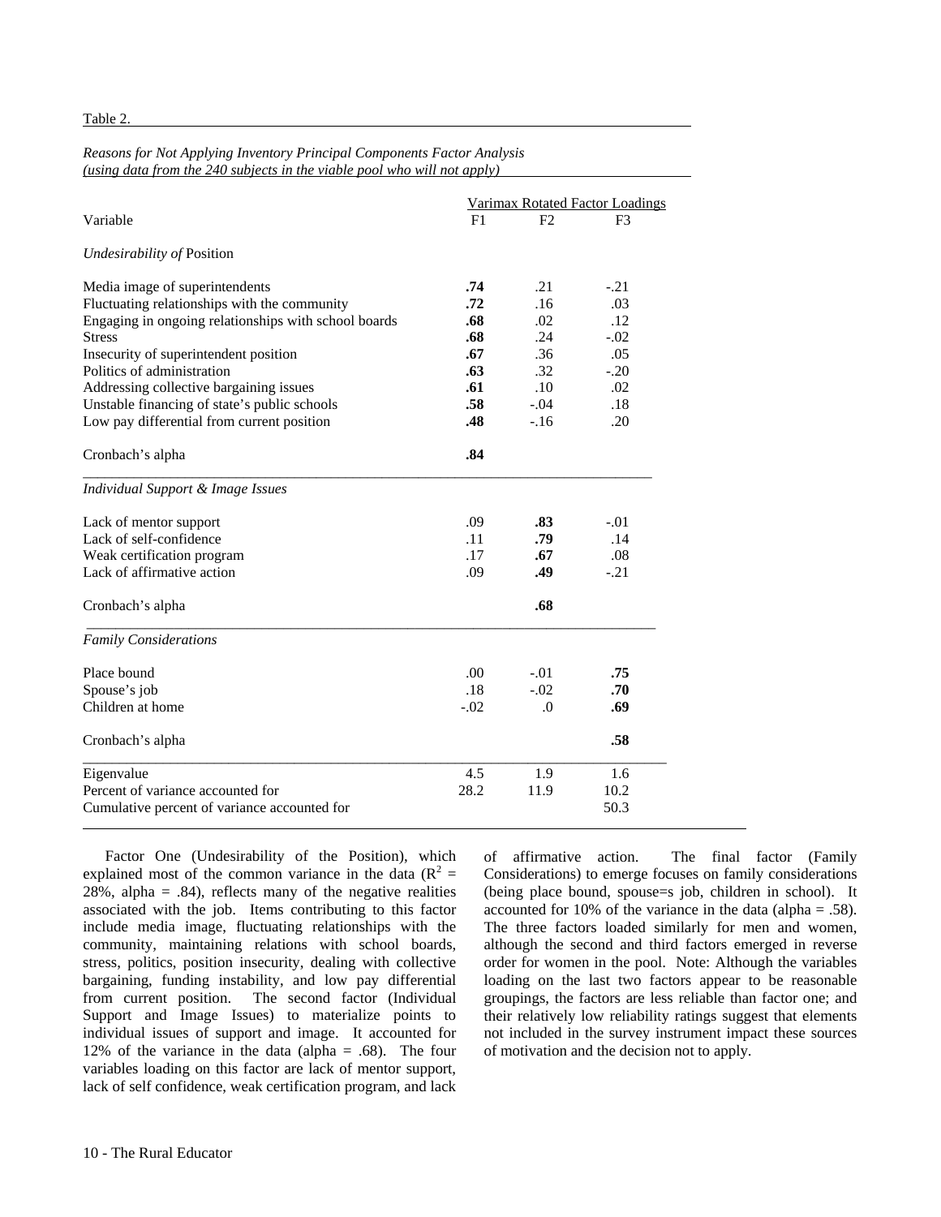Table 2.

*Reasons for Not Applying Inventory Principal Components Factor Analysis (using data from the 240 subjects in the viable pool who will not apply)*

| Variable | Varimax Rotated Factor Loadings F1 | F2 | F3 |
|---|---|---|---|
| *Undesirability of* Position | | | |
| Media image of superintendents | **.74** | .21 | -.21 |
| Fluctuating relationships with the community | **.72** | .16 | .03 |
| Engaging in ongoing relationships with school boards | **.68** | .02 | .12 |
| Stress | **.68** | .24 | -.02 |
| Insecurity of superintendent position | **.67** | .36 | .05 |
| Politics of administration | **.63** | .32 | -.20 |
| Addressing collective bargaining issues | **.61** | .10 | .02 |
| Unstable financing of state's public schools | **.58** | -.04 | .18 |
| Low pay differential from current position | **.48** | -.16 | .20 |
| Cronbach's alpha | **.84** | | |
| *Individual Support & Image Issues* | | | |
| Lack of mentor support | .09 | **.83** | -.01 |
| Lack of self-confidence | .11 | **.79** | .14 |
| Weak certification program | .17 | **.67** | .08 |
| Lack of affirmative action | .09 | **.49** | -.21 |
| Cronbach's alpha | | **.68** | |
| *Family Considerations* | | | |
| Place bound | .00 | -.01 | **.75** |
| Spouse's job | .18 | -.02 | **.70** |
| Children at home | -.02 | .0 | **.69** |
| Cronbach's alpha | | | **.58** |
| Eigenvalue | 4.5 | 1.9 | 1.6 |
| Percent of variance accounted for | 28.2 | 11.9 | 10.2 |
| Cumulative percent of variance accounted for | | | 50.3 |

Factor One (Undesirability of the Position), which explained most of the common variance in the data ($R^2$ = 28%, alpha = .84), reflects many of the negative realities associated with the job. Items contributing to this factor include media image, fluctuating relationships with the community, maintaining relations with school boards, stress, politics, position insecurity, dealing with collective bargaining, funding instability, and low pay differential from current position. The second factor (Individual Support and Image Issues) to materialize points to individual issues of support and image. It accounted for 12% of the variance in the data (alpha = .68). The four variables loading on this factor are lack of mentor support, lack of self confidence, weak certification program, and lack of affirmative action. The final factor (Family Considerations) to emerge focuses on family considerations (being place bound, spouse=s job, children in school). It accounted for 10% of the variance in the data (alpha = .58). The three factors loaded similarly for men and women, although the second and third factors emerged in reverse order for women in the pool. Note: Although the variables loading on the last two factors appear to be reasonable groupings, the factors are less reliable than factor one; and their relatively low reliability ratings suggest that elements not included in the survey instrument impact these sources of motivation and the decision not to apply.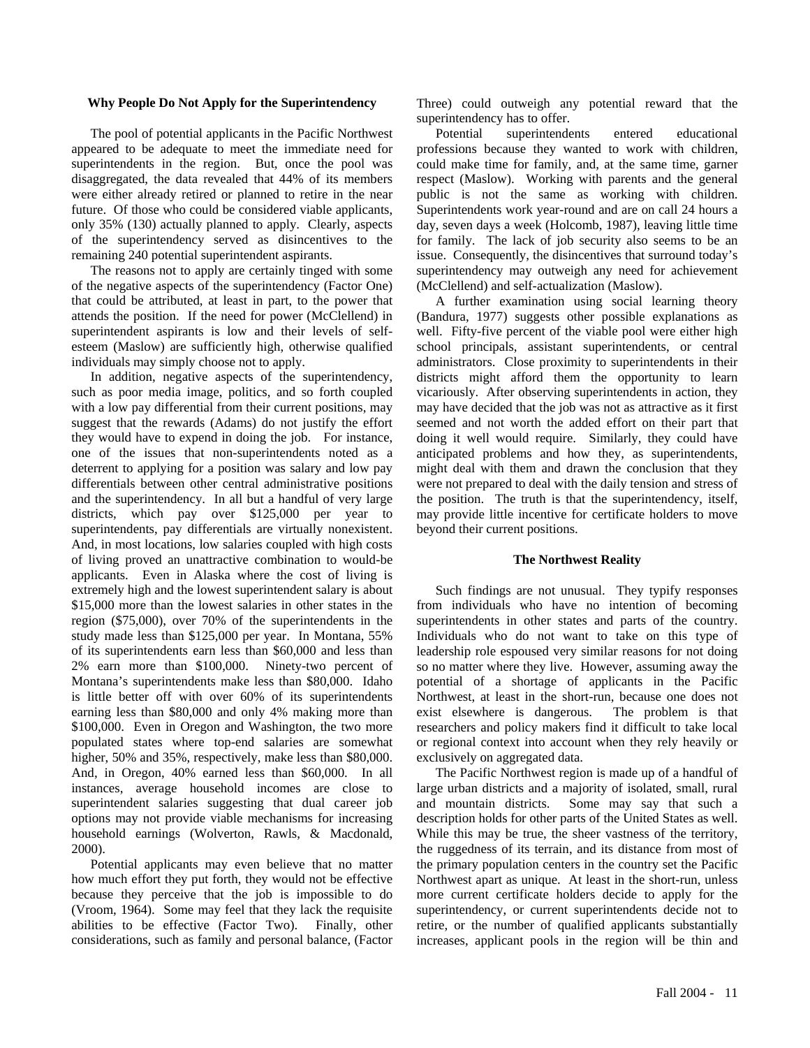### Why People Do Not Apply for the Superintendency

The pool of potential applicants in the Pacific Northwest appeared to be adequate to meet the immediate need for superintendents in the region. But, once the pool was disaggregated, the data revealed that 44% of its members were either already retired or planned to retire in the near future. Of those who could be considered viable applicants, only 35% (130) actually planned to apply. Clearly, aspects of the superintendency served as disincentives to the remaining 240 potential superintendent aspirants.

The reasons not to apply are certainly tinged with some of the negative aspects of the superintendency (Factor One) that could be attributed, at least in part, to the power that attends the position. If the need for power (McClellend) in superintendent aspirants is low and their levels of self-esteem (Maslow) are sufficiently high, otherwise qualified individuals may simply choose not to apply.

In addition, negative aspects of the superintendency, such as poor media image, politics, and so forth coupled with a low pay differential from their current positions, may suggest that the rewards (Adams) do not justify the effort they would have to expend in doing the job. For instance, one of the issues that non-superintendents noted as a deterrent to applying for a position was salary and low pay differentials between other central administrative positions and the superintendency. In all but a handful of very large districts, which pay over $125,000 per year to superintendents, pay differentials are virtually nonexistent. And, in most locations, low salaries coupled with high costs of living proved an unattractive combination to would-be applicants. Even in Alaska where the cost of living is extremely high and the lowest superintendent salary is about $15,000 more than the lowest salaries in other states in the region ($75,000), over 70% of the superintendents in the study made less than $125,000 per year. In Montana, 55% of its superintendents earn less than $60,000 and less than 2% earn more than $100,000. Ninety-two percent of Montana's superintendents make less than $80,000. Idaho is little better off with over 60% of its superintendents earning less than $80,000 and only 4% making more than $100,000. Even in Oregon and Washington, the two more populated states where top-end salaries are somewhat higher, 50% and 35%, respectively, make less than $80,000. And, in Oregon, 40% earned less than $60,000. In all instances, average household incomes are close to superintendent salaries suggesting that dual career job options may not provide viable mechanisms for increasing household earnings (Wolverton, Rawls, & Macdonald, 2000).

Potential applicants may even believe that no matter how much effort they put forth, they would not be effective because they perceive that the job is impossible to do (Vroom, 1964). Some may feel that they lack the requisite abilities to be effective (Factor Two). Finally, other considerations, such as family and personal balance, (Factor Three) could outweigh any potential reward that the superintendency has to offer.

Potential superintendents entered educational professions because they wanted to work with children, could make time for family, and, at the same time, garner respect (Maslow). Working with parents and the general public is not the same as working with children. Superintendents work year-round and are on call 24 hours a day, seven days a week (Holcomb, 1987), leaving little time for family. The lack of job security also seems to be an issue. Consequently, the disincentives that surround today's superintendency may outweigh any need for achievement (McClellend) and self-actualization (Maslow).

A further examination using social learning theory (Bandura, 1977) suggests other possible explanations as well. Fifty-five percent of the viable pool were either high school principals, assistant superintendents, or central administrators. Close proximity to superintendents in their districts might afford them the opportunity to learn vicariously. After observing superintendents in action, they may have decided that the job was not as attractive as it first seemed and not worth the added effort on their part that doing it well would require. Similarly, they could have anticipated problems and how they, as superintendents, might deal with them and drawn the conclusion that they were not prepared to deal with the daily tension and stress of the position. The truth is that the superintendency, itself, may provide little incentive for certificate holders to move beyond their current positions.

### The Northwest Reality

Such findings are not unusual. They typify responses from individuals who have no intention of becoming superintendents in other states and parts of the country. Individuals who do not want to take on this type of leadership role espoused very similar reasons for not doing so no matter where they live. However, assuming away the potential of a shortage of applicants in the Pacific Northwest, at least in the short-run, because one does not exist elsewhere is dangerous. The problem is that researchers and policy makers find it difficult to take local or regional context into account when they rely heavily or exclusively on aggregated data.

The Pacific Northwest region is made up of a handful of large urban districts and a majority of isolated, small, rural and mountain districts. Some may say that such a description holds for other parts of the United States as well. While this may be true, the sheer vastness of the territory, the ruggedness of its terrain, and its distance from most of the primary population centers in the country set the Pacific Northwest apart as unique. At least in the short-run, unless more current certificate holders decide to apply for the superintendency, or current superintendents decide not to retire, or the number of qualified applicants substantially increases, applicant pools in the region will be thin and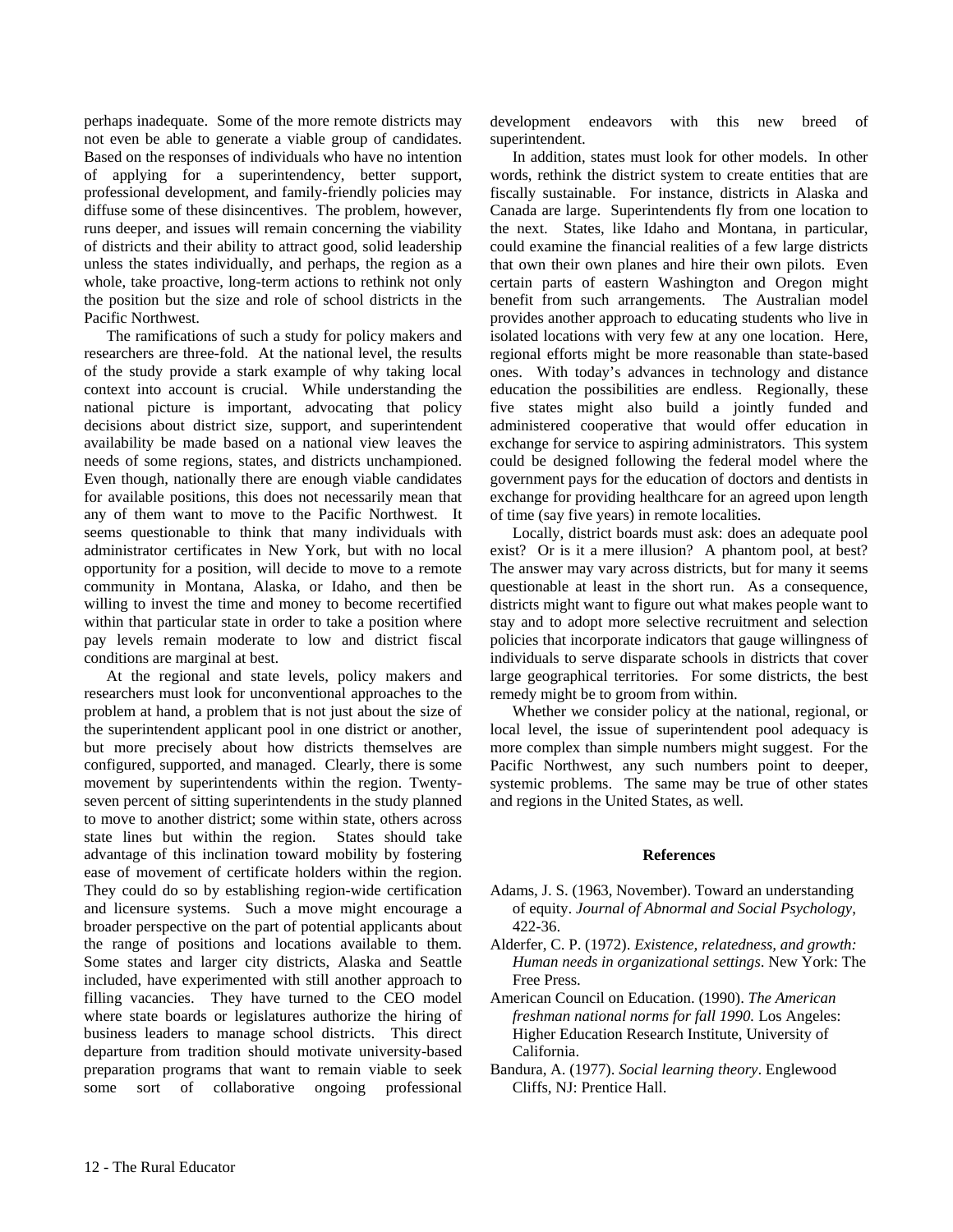perhaps inadequate. Some of the more remote districts may not even be able to generate a viable group of candidates. Based on the responses of individuals who have no intention of applying for a superintendency, better support, professional development, and family-friendly policies may diffuse some of these disincentives. The problem, however, runs deeper, and issues will remain concerning the viability of districts and their ability to attract good, solid leadership unless the states individually, and perhaps, the region as a whole, take proactive, long-term actions to rethink not only the position but the size and role of school districts in the Pacific Northwest.

The ramifications of such a study for policy makers and researchers are three-fold. At the national level, the results of the study provide a stark example of why taking local context into account is crucial. While understanding the national picture is important, advocating that policy decisions about district size, support, and superintendent availability be made based on a national view leaves the needs of some regions, states, and districts unchampioned. Even though, nationally there are enough viable candidates for available positions, this does not necessarily mean that any of them want to move to the Pacific Northwest. It seems questionable to think that many individuals with administrator certificates in New York, but with no local opportunity for a position, will decide to move to a remote community in Montana, Alaska, or Idaho, and then be willing to invest the time and money to become recertified within that particular state in order to take a position where pay levels remain moderate to low and district fiscal conditions are marginal at best.

At the regional and state levels, policy makers and researchers must look for unconventional approaches to the problem at hand, a problem that is not just about the size of the superintendent applicant pool in one district or another, but more precisely about how districts themselves are configured, supported, and managed. Clearly, there is some movement by superintendents within the region. Twenty-seven percent of sitting superintendents in the study planned to move to another district; some within state, others across state lines but within the region. States should take advantage of this inclination toward mobility by fostering ease of movement of certificate holders within the region. They could do so by establishing region-wide certification and licensure systems. Such a move might encourage a broader perspective on the part of potential applicants about the range of positions and locations available to them. Some states and larger city districts, Alaska and Seattle included, have experimented with still another approach to filling vacancies. They have turned to the CEO model where state boards or legislatures authorize the hiring of business leaders to manage school districts. This direct departure from tradition should motivate university-based preparation programs that want to remain viable to seek some sort of collaborative ongoing professional development endeavors with this new breed of superintendent.

In addition, states must look for other models. In other words, rethink the district system to create entities that are fiscally sustainable. For instance, districts in Alaska and Canada are large. Superintendents fly from one location to the next. States, like Idaho and Montana, in particular, could examine the financial realities of a few large districts that own their own planes and hire their own pilots. Even certain parts of eastern Washington and Oregon might benefit from such arrangements. The Australian model provides another approach to educating students who live in isolated locations with very few at any one location. Here, regional efforts might be more reasonable than state-based ones. With today's advances in technology and distance education the possibilities are endless. Regionally, these five states might also build a jointly funded and administered cooperative that would offer education in exchange for service to aspiring administrators. This system could be designed following the federal model where the government pays for the education of doctors and dentists in exchange for providing healthcare for an agreed upon length of time (say five years) in remote localities.

Locally, district boards must ask: does an adequate pool exist? Or is it a mere illusion? A phantom pool, at best? The answer may vary across districts, but for many it seems questionable at least in the short run. As a consequence, districts might want to figure out what makes people want to stay and to adopt more selective recruitment and selection policies that incorporate indicators that gauge willingness of individuals to serve disparate schools in districts that cover large geographical territories. For some districts, the best remedy might be to groom from within.

Whether we consider policy at the national, regional, or local level, the issue of superintendent pool adequacy is more complex than simple numbers might suggest. For the Pacific Northwest, any such numbers point to deeper, systemic problems. The same may be true of other states and regions in the United States, as well.

## References

Adams, J. S. (1963, November). Toward an understanding of equity. *Journal of Abnormal and Social Psychology*, 422-36.

Alderfer, C. P. (1972). *Existence, relatedness, and growth: Human needs in organizational settings*. New York: The Free Press.

American Council on Education. (1990). *The American freshman national norms for fall 1990.* Los Angeles: Higher Education Research Institute, University of California.

Bandura, A. (1977). *Social learning theory*. Englewood Cliffs, NJ: Prentice Hall.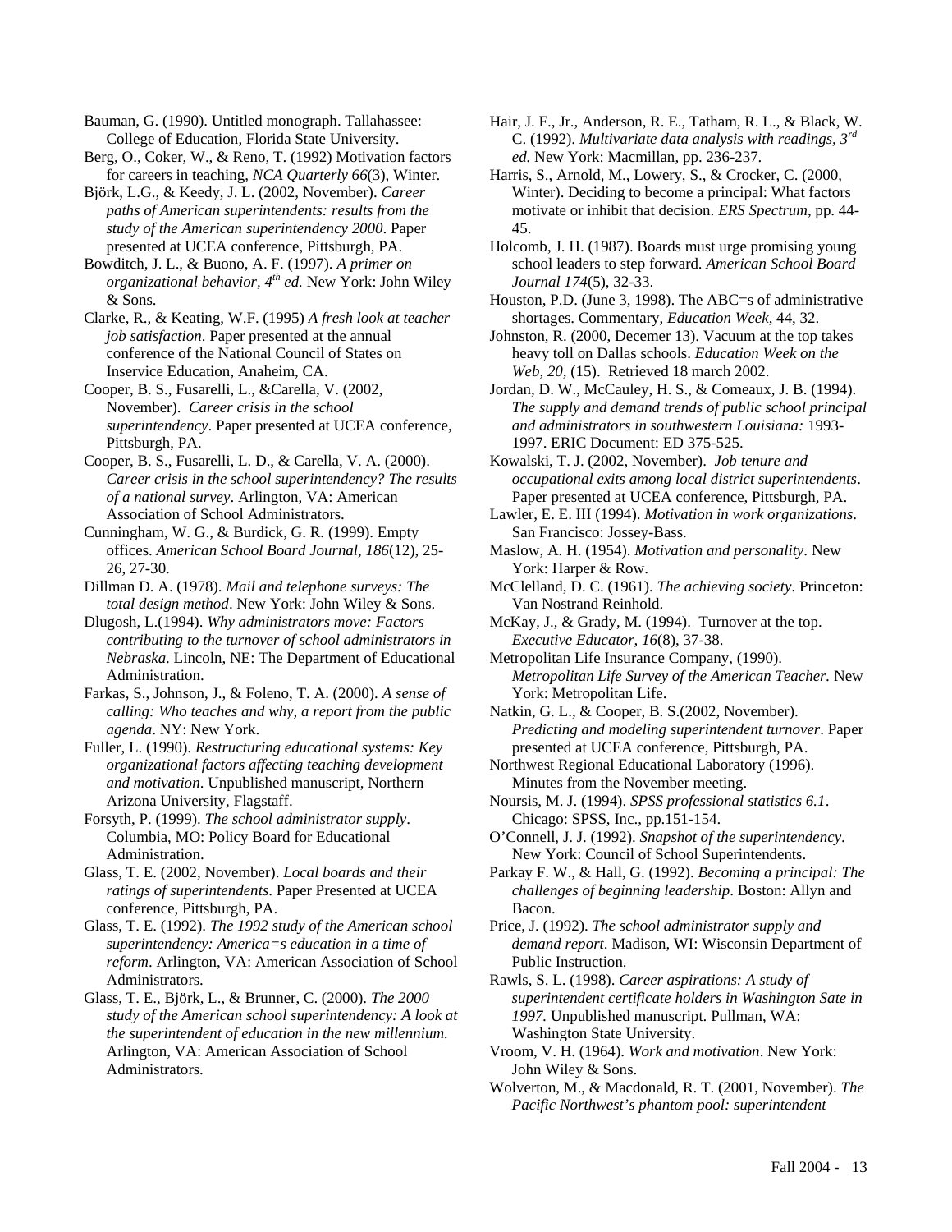Bauman, G. (1990). Untitled monograph. Tallahassee: College of Education, Florida State University.

Berg, O., Coker, W., & Reno, T. (1992) Motivation factors for careers in teaching, *NCA Quarterly 66*(3), Winter.

Björk, L.G., & Keedy, J. L. (2002, November). *Career paths of American superintendents: results from the study of the American superintendency 2000*. Paper presented at UCEA conference, Pittsburgh, PA.

Bowditch, J. L., & Buono, A. F. (1997). *A primer on organizational behavior, 4th ed.* New York: John Wiley & Sons.

Clarke, R., & Keating, W.F. (1995) *A fresh look at teacher job satisfaction*. Paper presented at the annual conference of the National Council of States on Inservice Education, Anaheim, CA.

Cooper, B. S., Fusarelli, L., &Carella, V. (2002, November). *Career crisis in the school superintendency*. Paper presented at UCEA conference, Pittsburgh, PA.

Cooper, B. S., Fusarelli, L. D., & Carella, V. A. (2000). *Career crisis in the school superintendency? The results of a national survey*. Arlington, VA: American Association of School Administrators.

Cunningham, W. G., & Burdick, G. R. (1999). Empty offices. *American School Board Journal, 186*(12), 25-26, 27-30.

Dillman D. A. (1978). *Mail and telephone surveys: The total design method*. New York: John Wiley & Sons.

Dlugosh, L.(1994). *Why administrators move: Factors contributing to the turnover of school administrators in Nebraska*. Lincoln, NE: The Department of Educational Administration.

Farkas, S., Johnson, J., & Foleno, T. A. (2000). *A sense of calling: Who teaches and why, a report from the public agenda*. NY: New York.

Fuller, L. (1990). *Restructuring educational systems: Key organizational factors affecting teaching development and motivation*. Unpublished manuscript, Northern Arizona University, Flagstaff.

Forsyth, P. (1999). *The school administrator supply*. Columbia, MO: Policy Board for Educational Administration.

Glass, T. E. (2002, November). *Local boards and their ratings of superintendents*. Paper Presented at UCEA conference, Pittsburgh, PA.

Glass, T. E. (1992). *The 1992 study of the American school superintendency: America=s education in a time of reform*. Arlington, VA: American Association of School Administrators.

Glass, T. E., Björk, L., & Brunner, C. (2000). *The 2000 study of the American school superintendency: A look at the superintendent of education in the new millennium.* Arlington, VA: American Association of School Administrators.

Hair, J. F., Jr., Anderson, R. E., Tatham, R. L., & Black, W. C. (1992). *Multivariate data analysis with readings, 3rd ed.* New York: Macmillan, pp. 236-237.

Harris, S., Arnold, M., Lowery, S., & Crocker, C. (2000, Winter). Deciding to become a principal: What factors motivate or inhibit that decision. *ERS Spectrum*, pp. 44-45.

Holcomb, J. H. (1987). Boards must urge promising young school leaders to step forward. *American School Board Journal 174*(5), 32-33.

Houston, P.D. (June 3, 1998). The ABC=s of administrative shortages. Commentary, *Education Week*, 44, 32.

Johnston, R. (2000, Decemer 13). Vacuum at the top takes heavy toll on Dallas schools. *Education Week on the Web, 20*, (15). Retrieved 18 march 2002.

Jordan, D. W., McCauley, H. S., & Comeaux, J. B. (1994). *The supply and demand trends of public school principal and administrators in southwestern Louisiana:* 1993-1997. ERIC Document: ED 375-525.

Kowalski, T. J. (2002, November). *Job tenure and occupational exits among local district superintendents*. Paper presented at UCEA conference, Pittsburgh, PA.

Lawler, E. E. III (1994). *Motivation in work organizations*. San Francisco: Jossey-Bass.

Maslow, A. H. (1954). *Motivation and personality*. New York: Harper & Row.

McClelland, D. C. (1961). *The achieving society*. Princeton: Van Nostrand Reinhold.

McKay, J., & Grady, M. (1994). Turnover at the top. *Executive Educator, 16*(8), 37-38.

Metropolitan Life Insurance Company, (1990). *Metropolitan Life Survey of the American Teacher.* New York: Metropolitan Life.

Natkin, G. L., & Cooper, B. S.(2002, November). *Predicting and modeling superintendent turnover*. Paper presented at UCEA conference, Pittsburgh, PA.

Northwest Regional Educational Laboratory (1996). Minutes from the November meeting.

Noursis, M. J. (1994). *SPSS professional statistics 6.1*. Chicago: SPSS, Inc., pp.151-154.

O'Connell, J. J. (1992). *Snapshot of the superintendency*. New York: Council of School Superintendents.

Parkay F. W., & Hall, G. (1992). *Becoming a principal: The challenges of beginning leadership*. Boston: Allyn and Bacon.

Price, J. (1992). *The school administrator supply and demand report*. Madison, WI: Wisconsin Department of Public Instruction.

Rawls, S. L. (1998). *Career aspirations: A study of superintendent certificate holders in Washington Sate in 1997.* Unpublished manuscript. Pullman, WA: Washington State University.

Vroom, V. H. (1964). *Work and motivation*. New York: John Wiley & Sons.

Wolverton, M., & Macdonald, R. T. (2001, November). *The Pacific Northwest's phantom pool: superintendent*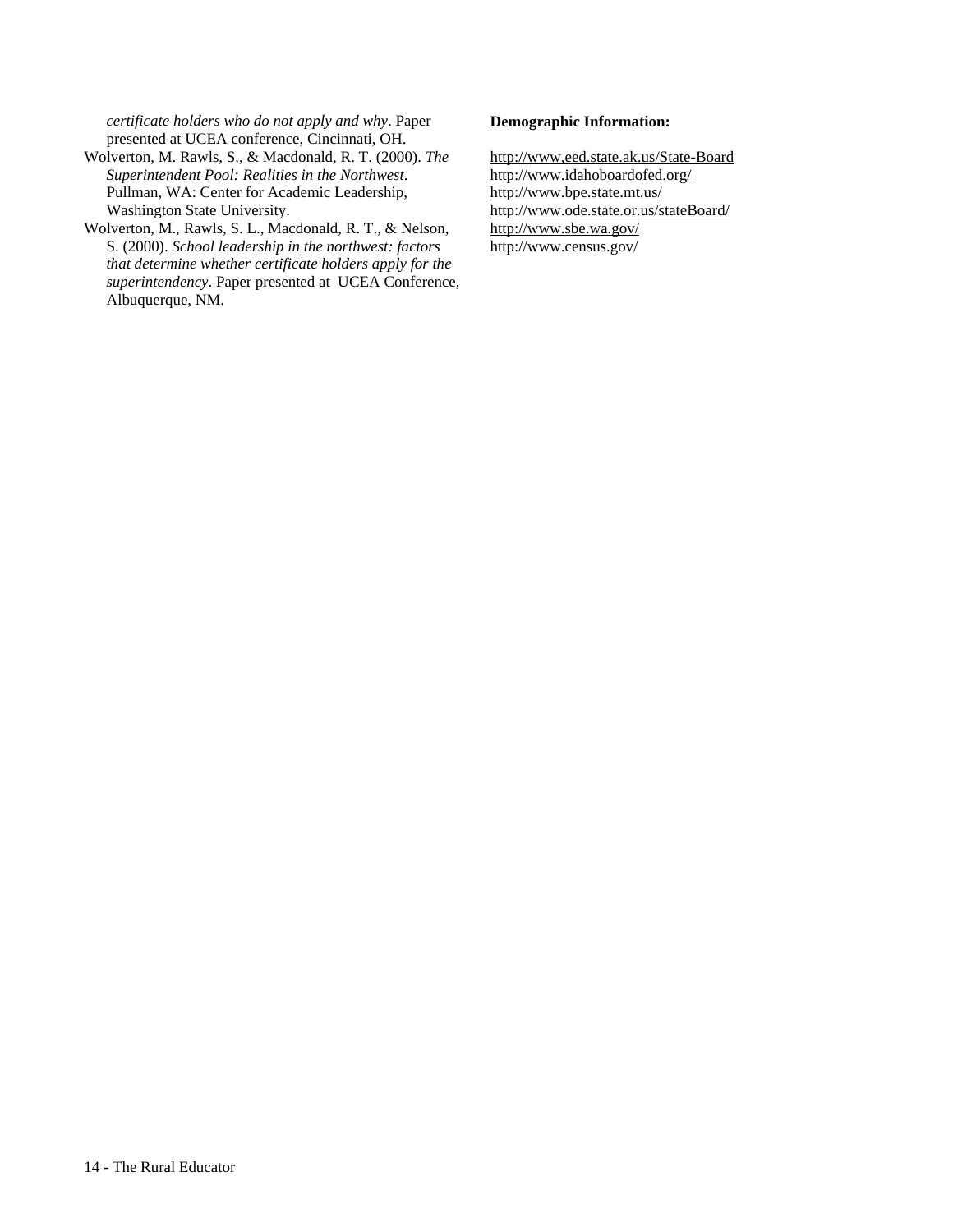*certificate holders who do not apply and why*. Paper presented at UCEA conference, Cincinnati, OH.

Wolverton, M. Rawls, S., & Macdonald, R. T. (2000). *The Superintendent Pool: Realities in the Northwest*. Pullman, WA: Center for Academic Leadership, Washington State University.

Wolverton, M., Rawls, S. L., Macdonald, R. T., & Nelson, S. (2000). *School leadership in the northwest: factors that determine whether certificate holders apply for the superintendency*. Paper presented at UCEA Conference, Albuquerque, NM.

**Demographic Information:**

http://www,eed.state.ak.us/State-Board
http://www.idahoboardofed.org/
http://www.bpe.state.mt.us/
http://www.ode.state.or.us/stateBoard/
http://www.sbe.wa.gov/
http://www.census.gov/